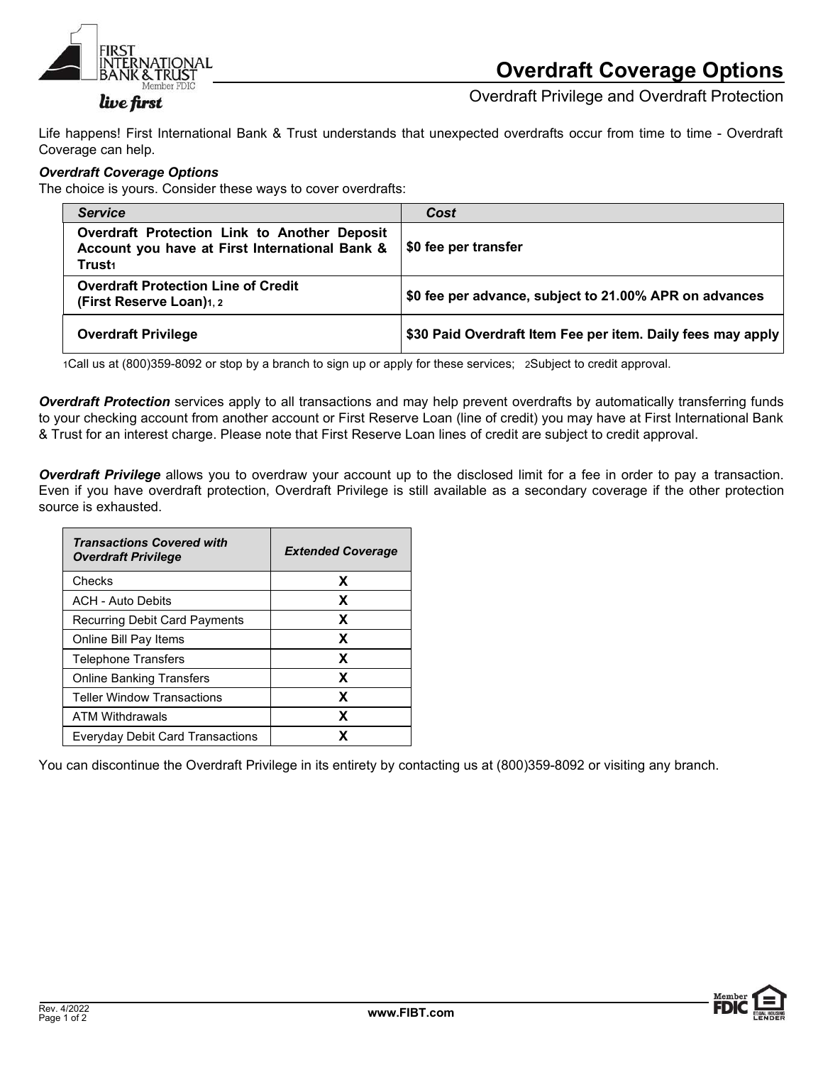# Overdraft Coverage Options

## Overdraft Privilege and Overdraft Protection

Life happens! First International Bank & Trust understands that unexpected overdrafts occur from time to time - Overdraft Coverage can help.

***Overdraft Coverage Options***

The choice is yours. Consider these ways to cover overdrafts:

| *Service* | *Cost* |
|---|---|
| **Overdraft Protection Link to Another Deposit Account you have at First International Bank & Trust[1]** | **$0 fee per transfer** |
| **Overdraft Protection Line of Credit (First Reserve Loan)[1, 2]** | **$0 fee per advance, subject to 21.00% APR on advances** |
| **Overdraft Privilege** | **$30 Paid Overdraft Item Fee per item. Daily fees may apply** |

[1]Call us at (800)359-8092 or stop by a branch to sign up or apply for these services; [2]Subject to credit approval.

***Overdraft Protection*** services apply to all transactions and may help prevent overdrafts by automatically transferring funds to your checking account from another account or First Reserve Loan (line of credit) you may have at First International Bank & Trust for an interest charge. Please note that First Reserve Loan lines of credit are subject to credit approval.

***Overdraft Privilege*** allows you to overdraw your account up to the disclosed limit for a fee in order to pay a transaction. Even if you have overdraft protection, Overdraft Privilege is still available as a secondary coverage if the other protection source is exhausted.

| *Transactions Covered with Overdraft Privilege* | *Extended Coverage* |
|---|---|
| Checks | X |
| ACH - Auto Debits | X |
| Recurring Debit Card Payments | X |
| Online Bill Pay Items | X |
| Telephone Transfers | X |
| Online Banking Transfers | X |
| Teller Window Transactions | X |
| ATM Withdrawals | X |
| Everyday Debit Card Transactions | X |

You can discontinue the Overdraft Privilege in its entirety by contacting us at (800)359-8092 or visiting any branch.

Rev. 4/2022

www.FIBT.com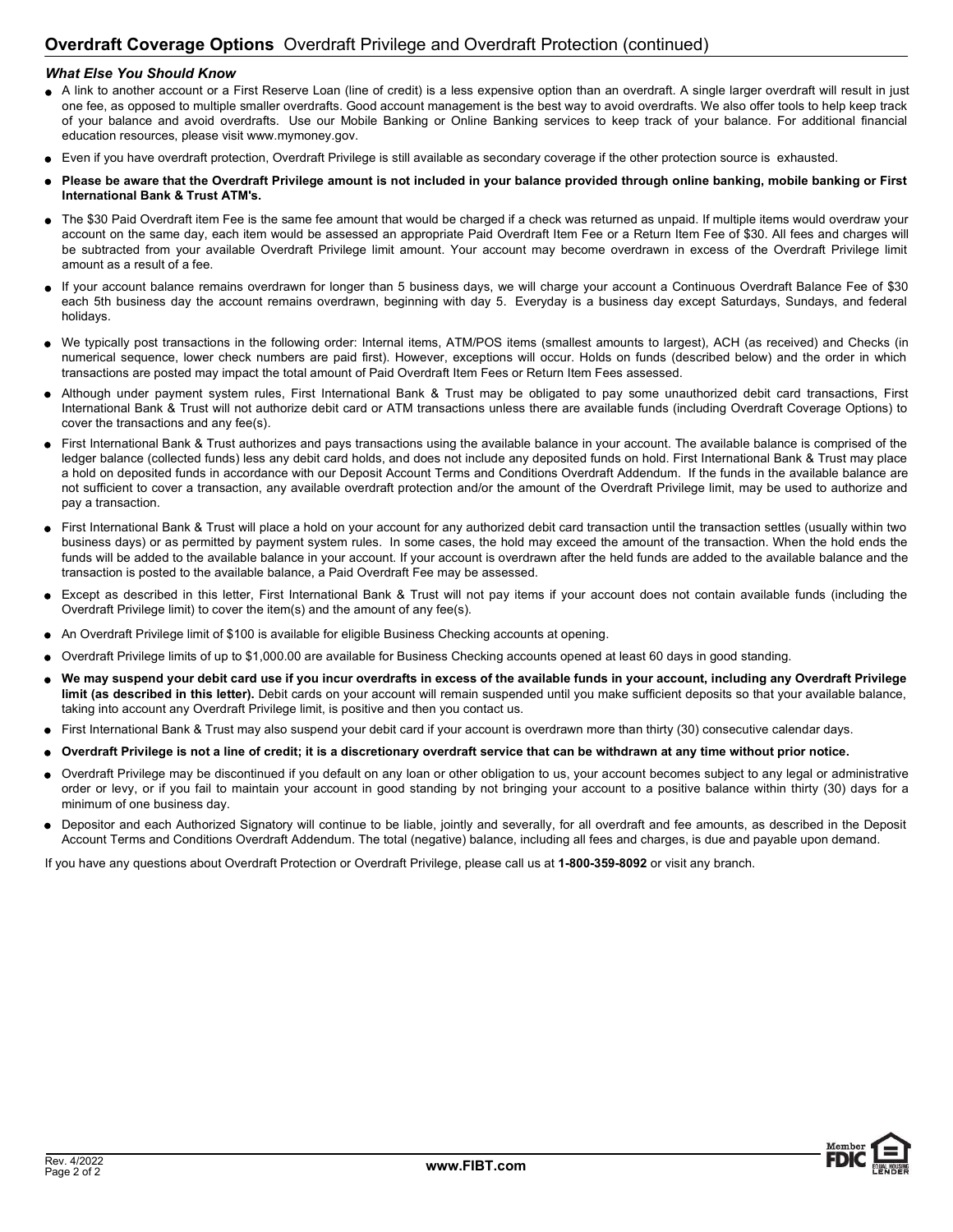## **Overdraft Coverage Options** Overdraft Privilege and Overdraft Protection (continued)

### *What Else You Should Know*

- A link to another account or a First Reserve Loan (line of credit) is a less expensive option than an overdraft. A single larger overdraft will result in just one fee, as opposed to multiple smaller overdrafts. Good account management is the best way to avoid overdrafts. We also offer tools to help keep track of your balance and avoid overdrafts. Use our Mobile Banking or Online Banking services to keep track of your balance. For additional financial education resources, please visit www.mymoney.gov.
- Even if you have overdraft protection, Overdraft Privilege is still available as secondary coverage if the other protection source is exhausted.
- **Please be aware that the Overdraft Privilege amount is not included in your balance provided through online banking, mobile banking or First International Bank & Trust ATM's.**
- The $30 Paid Overdraft item Fee is the same fee amount that would be charged if a check was returned as unpaid. If multiple items would overdraw your account on the same day, each item would be assessed an appropriate Paid Overdraft Item Fee or a Return Item Fee of $30. All fees and charges will be subtracted from your available Overdraft Privilege limit amount. Your account may become overdrawn in excess of the Overdraft Privilege limit amount as a result of a fee.
- If your account balance remains overdrawn for longer than 5 business days, we will charge your account a Continuous Overdraft Balance Fee of $30 each 5th business day the account remains overdrawn, beginning with day 5. Everyday is a business day except Saturdays, Sundays, and federal holidays.
- We typically post transactions in the following order: Internal items, ATM/POS items (smallest amounts to largest), ACH (as received) and Checks (in numerical sequence, lower check numbers are paid first). However, exceptions will occur. Holds on funds (described below) and the order in which transactions are posted may impact the total amount of Paid Overdraft Item Fees or Return Item Fees assessed.
- Although under payment system rules, First International Bank & Trust may be obligated to pay some unauthorized debit card transactions, First International Bank & Trust will not authorize debit card or ATM transactions unless there are available funds (including Overdraft Coverage Options) to cover the transactions and any fee(s).
- First International Bank & Trust authorizes and pays transactions using the available balance in your account. The available balance is comprised of the ledger balance (collected funds) less any debit card holds, and does not include any deposited funds on hold. First International Bank & Trust may place a hold on deposited funds in accordance with our Deposit Account Terms and Conditions Overdraft Addendum. If the funds in the available balance are not sufficient to cover a transaction, any available overdraft protection and/or the amount of the Overdraft Privilege limit, may be used to authorize and pay a transaction.
- First International Bank & Trust will place a hold on your account for any authorized debit card transaction until the transaction settles (usually within two business days) or as permitted by payment system rules. In some cases, the hold may exceed the amount of the transaction. When the hold ends the funds will be added to the available balance in your account. If your account is overdrawn after the held funds are added to the available balance and the transaction is posted to the available balance, a Paid Overdraft Fee may be assessed.
- Except as described in this letter, First International Bank & Trust will not pay items if your account does not contain available funds (including the Overdraft Privilege limit) to cover the item(s) and the amount of any fee(s).
- An Overdraft Privilege limit of $100 is available for eligible Business Checking accounts at opening.
- Overdraft Privilege limits of up to $1,000.00 are available for Business Checking accounts opened at least 60 days in good standing.
- **We may suspend your debit card use if you incur overdrafts in excess of the available funds in your account, including any Overdraft Privilege limit (as described in this letter).** Debit cards on your account will remain suspended until you make sufficient deposits so that your available balance, taking into account any Overdraft Privilege limit, is positive and then you contact us.
- First International Bank & Trust may also suspend your debit card if your account is overdrawn more than thirty (30) consecutive calendar days.
- **Overdraft Privilege is not a line of credit; it is a discretionary overdraft service that can be withdrawn at any time without prior notice.**
- Overdraft Privilege may be discontinued if you default on any loan or other obligation to us, your account becomes subject to any legal or administrative order or levy, or if you fail to maintain your account in good standing by not bringing your account to a positive balance within thirty (30) days for a minimum of one business day.
- Depositor and each Authorized Signatory will continue to be liable, jointly and severally, for all overdraft and fee amounts, as described in the Deposit Account Terms and Conditions Overdraft Addendum. The total (negative) balance, including all fees and charges, is due and payable upon demand.

If you have any questions about Overdraft Protection or Overdraft Privilege, please call us at **1-800-359-8092** or visit any branch.

Rev. 4/2022

**www.FIBT.com**

Member FDIC